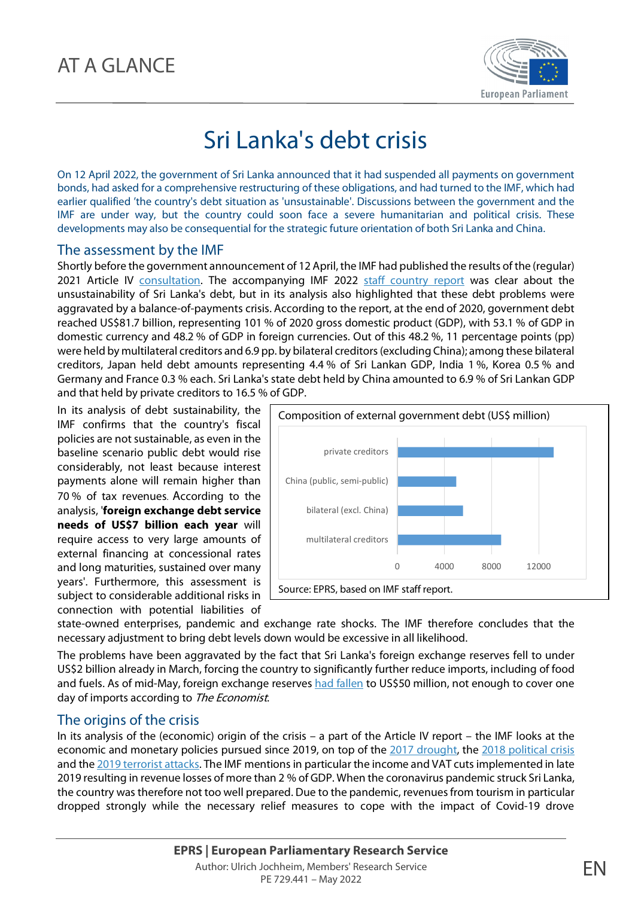AT A GLANCE

# Sri Lanka's debt crisis

On 12 April 2022, the government of Sri Lanka announced that it had suspended all payments on government bonds, had asked for a comprehensive restructuring of these obligations, and had turned to the IMF, which had earlier qualified 'the country's debt situation as 'unsustainable'. Discussions between the government and the IMF are under way, but the country could soon face a severe humanitarian and political crisis. These developments may also be consequential for the strategic future orientation of both Sri Lanka and China.

## The assessment by the IMF

Shortly before the government announcement of 12 April, the IMF had published the results of the (regular) 2021 Article IV consultation. The accompanying IMF 2022 staff country report was clear about the unsustainability of Sri Lanka's debt, but in its analysis also highlighted that these debt problems were aggravated by a balance-of-payments crisis. According to the report, at the end of 2020, government debt reached US$81.7 billion, representing 101 % of 2020 gross domestic product (GDP), with 53.1 % of GDP in domestic currency and 48.2 % of GDP in foreign currencies. Out of this 48.2 %, 11 percentage points (pp) were held by multilateral creditors and 6.9 pp. by bilateral creditors (excluding China); among these bilateral creditors, Japan held debt amounts representing 4.4 % of Sri Lankan GDP, India 1 %, Korea 0.5 % and Germany and France 0.3 % each. Sri Lanka's state debt held by China amounted to 6.9 % of Sri Lankan GDP and that held by private creditors to 16.5 % of GDP.

In its analysis of debt sustainability, the IMF confirms that the country's fiscal policies are not sustainable, as even in the baseline scenario public debt would rise considerably, not least because interest payments alone will remain higher than 70 % of tax revenues. According to the analysis, '**foreign exchange debt service needs of US$7 billion each year** will require access to very large amounts of external financing at concessional rates and long maturities, sustained over many years'. Furthermore, this assessment is subject to considerable additional risks in connection with potential liabilities of state-owned enterprises, pandemic and exchange rate shocks. The IMF therefore concludes that the necessary adjustment to bring debt levels down would be excessive in all likelihood.

Composition of external government debt (US$ million)

| Creditor | US$ million (approx.) |
|---|---|
| private creditors | ~13 300 |
| China (public, semi-public) | ~5 000 |
| bilateral (excl. China) | ~5 600 |
| multilateral creditors | ~8 800 |

Source: EPRS, based on IMF staff report.

The problems have been aggravated by the fact that Sri Lanka's foreign exchange reserves fell to under US$2 billion already in March, forcing the country to significantly further reduce imports, including of food and fuels. As of mid-May, foreign exchange reserves had fallen to US$50 million, not enough to cover one day of imports according to *The Economist*.

## The origins of the crisis

In its analysis of the (economic) origin of the crisis – a part of the Article IV report – the IMF looks at the economic and monetary policies pursued since 2019, on top of the 2017 drought, the 2018 political crisis and the 2019 terrorist attacks. The IMF mentions in particular the income and VAT cuts implemented in late 2019 resulting in revenue losses of more than 2 % of GDP. When the coronavirus pandemic struck Sri Lanka, the country was therefore not too well prepared. Due to the pandemic, revenues from tourism in particular dropped strongly while the necessary relief measures to cope with the impact of Covid-19 drove

**EPRS | European Parliamentary Research Service**

Author: Ulrich Jochheim, Members' Research Service
PE 729.441 – May 2022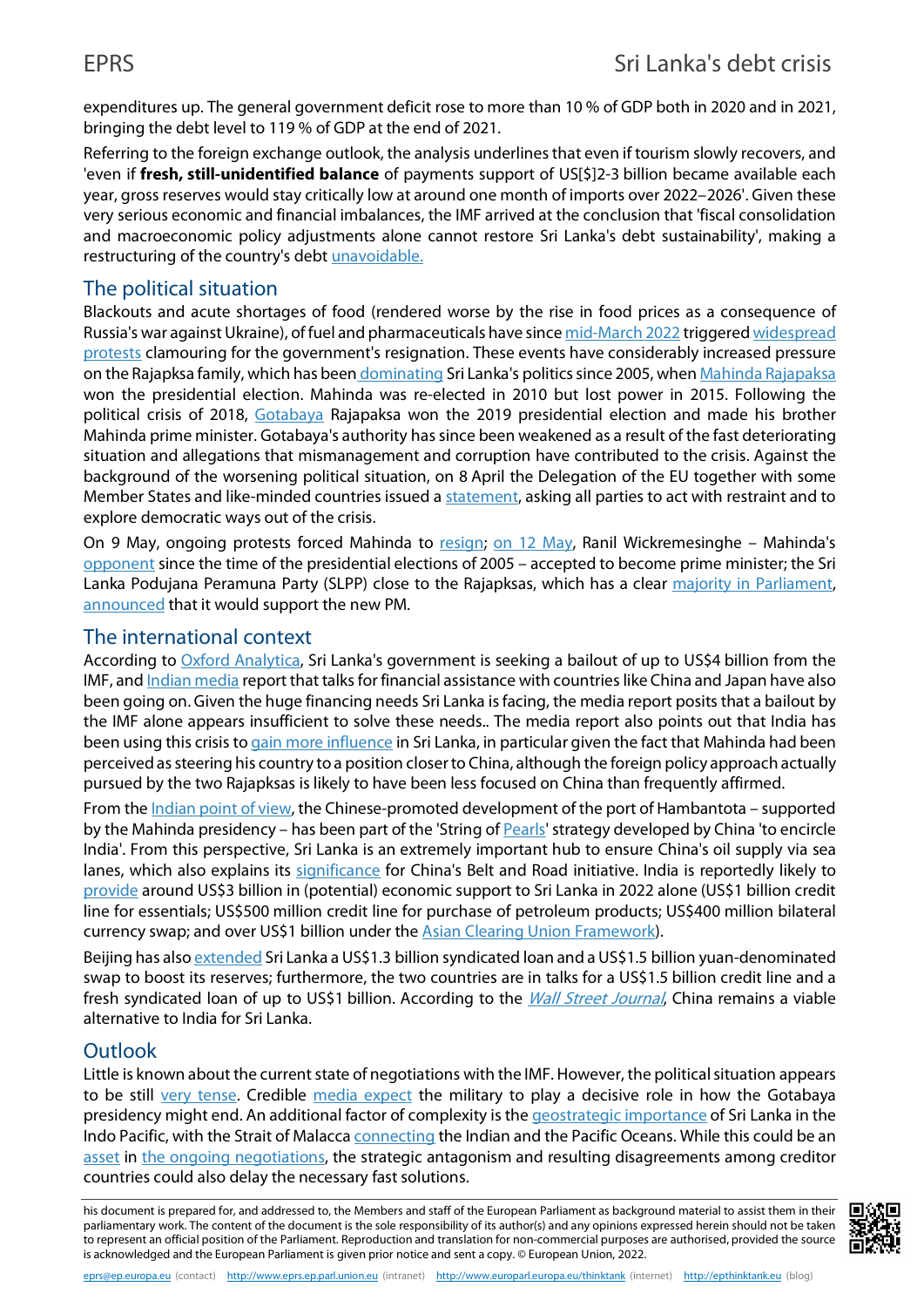expenditures up. The general government deficit rose to more than 10 % of GDP both in 2020 and in 2021, bringing the debt level to 119 % of GDP at the end of 2021.

Referring to the foreign exchange outlook, the analysis underlines that even if tourism slowly recovers, and 'even if **fresh, still-unidentified balance** of payments support of US[$]2-3 billion became available each year, gross reserves would stay critically low at around one month of imports over 2022–2026'. Given these very serious economic and financial imbalances, the IMF arrived at the conclusion that 'fiscal consolidation and macroeconomic policy adjustments alone cannot restore Sri Lanka's debt sustainability', making a restructuring of the country's debt unavoidable.

## The political situation

Blackouts and acute shortages of food (rendered worse by the rise in food prices as a consequence of Russia's war against Ukraine), of fuel and pharmaceuticals have since mid-March 2022 triggered widespread protests clamouring for the government's resignation. These events have considerably increased pressure on the Rajapksa family, which has been dominating Sri Lanka's politics since 2005, when Mahinda Rajapaksa won the presidential election. Mahinda was re-elected in 2010 but lost power in 2015. Following the political crisis of 2018, Gotabaya Rajapaksa won the 2019 presidential election and made his brother Mahinda prime minister. Gotabaya's authority has since been weakened as a result of the fast deteriorating situation and allegations that mismanagement and corruption have contributed to the crisis. Against the background of the worsening political situation, on 8 April the Delegation of the EU together with some Member States and like-minded countries issued a statement, asking all parties to act with restraint and to explore democratic ways out of the crisis.

On 9 May, ongoing protests forced Mahinda to resign; on 12 May, Ranil Wickremesinghe – Mahinda's opponent since the time of the presidential elections of 2005 – accepted to become prime minister; the Sri Lanka Podujana Peramuna Party (SLPP) close to the Rajapksas, which has a clear majority in Parliament, announced that it would support the new PM.

## The international context

According to Oxford Analytica, Sri Lanka's government is seeking a bailout of up to US$4 billion from the IMF, and Indian media report that talks for financial assistance with countries like China and Japan have also been going on. Given the huge financing needs Sri Lanka is facing, the media report posits that a bailout by the IMF alone appears insufficient to solve these needs.. The media report also points out that India has been using this crisis to gain more influence in Sri Lanka, in particular given the fact that Mahinda had been perceived as steering his country to a position closer to China, although the foreign policy approach actually pursued by the two Rajapksas is likely to have been less focused on China than frequently affirmed.

From the Indian point of view, the Chinese-promoted development of the port of Hambantota – supported by the Mahinda presidency – has been part of the 'String of Pearls' strategy developed by China 'to encircle India'. From this perspective, Sri Lanka is an extremely important hub to ensure China's oil supply via sea lanes, which also explains its significance for China's Belt and Road initiative. India is reportedly likely to provide around US$3 billion in (potential) economic support to Sri Lanka in 2022 alone (US$1 billion credit line for essentials; US$500 million credit line for purchase of petroleum products; US$400 million bilateral currency swap; and over US$1 billion under the Asian Clearing Union Framework).

Beijing has also extended Sri Lanka a US$1.3 billion syndicated loan and a US$1.5 billion yuan-denominated swap to boost its reserves; furthermore, the two countries are in talks for a US$1.5 billion credit line and a fresh syndicated loan of up to US$1 billion. According to the *Wall Street Journal*, China remains a viable alternative to India for Sri Lanka.

## Outlook

Little is known about the current state of negotiations with the IMF. However, the political situation appears to be still very tense. Credible media expect the military to play a decisive role in how the Gotabaya presidency might end. An additional factor of complexity is the geostrategic importance of Sri Lanka in the Indo Pacific, with the Strait of Malacca connecting the Indian and the Pacific Oceans. While this could be an asset in the ongoing negotiations, the strategic antagonism and resulting disagreements among creditor countries could also delay the necessary fast solutions.

his document is prepared for, and addressed to, the Members and staff of the European Parliament as background material to assist them in their parliamentary work. The content of the document is the sole responsibility of its author(s) and any opinions expressed herein should not be taken to represent an official position of the Parliament. Reproduction and translation for non-commercial purposes are authorised, provided the source is acknowledged and the European Parliament is given prior notice and sent a copy. © European Union, 2022.

eprs@ep.europa.eu (contact) http://www.eprs.ep.parl.union.eu (intranet) http://www.europarl.europa.eu/thinktank (internet) http://epthinktank.eu (blog)